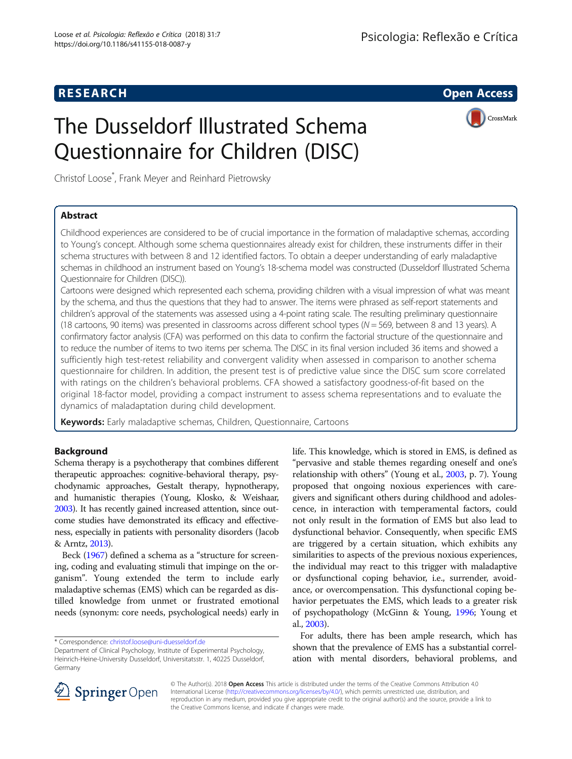RESEARCH Open Access

# The Dusseldorf Illustrated Schema Questionnaire for Children (DISC)

Christof Loose*, Frank Meyer and Reinhard Pietrowsky

## Abstract

Childhood experiences are considered to be of crucial importance in the formation of maladaptive schemas, according to Young's concept. Although some schema questionnaires already exist for children, these instruments differ in their schema structures with between 8 and 12 identified factors. To obtain a deeper understanding of early maladaptive schemas in childhood an instrument based on Young's 18-schema model was constructed (Dusseldorf Illustrated Schema Questionnaire for Children (DISC)).

Cartoons were designed which represented each schema, providing children with a visual impression of what was meant by the schema, and thus the questions that they had to answer. The items were phrased as self-report statements and children's approval of the statements was assessed using a 4-point rating scale. The resulting preliminary questionnaire (18 cartoons, 90 items) was presented in classrooms across different school types ($N = 569$, between 8 and 13 years). A confirmatory factor analysis (CFA) was performed on this data to confirm the factorial structure of the questionnaire and to reduce the number of items to two items per schema. The DISC in its final version included 36 items and showed a sufficiently high test-retest reliability and convergent validity when assessed in comparison to another schema questionnaire for children. In addition, the present test is of predictive value since the DISC sum score correlated with ratings on the children's behavioral problems. CFA showed a satisfactory goodness-of-fit based on the original 18-factor model, providing a compact instrument to assess schema representations and to evaluate the dynamics of maladaptation during child development.

**Keywords:** Early maladaptive schemas, Children, Questionnaire, Cartoons

## Background

Schema therapy is a psychotherapy that combines different therapeutic approaches: cognitive-behavioral therapy, psychodynamic approaches, Gestalt therapy, hypnotherapy, and humanistic therapies (Young, Klosko, & Weishaar, 2003). It has recently gained increased attention, since outcome studies have demonstrated its efficacy and effectiveness, especially in patients with personality disorders (Jacob & Arntz, 2013).

Beck (1967) defined a schema as a "structure for screening, coding and evaluating stimuli that impinge on the organism". Young extended the term to include early maladaptive schemas (EMS) which can be regarded as distilled knowledge from unmet or frustrated emotional needs (synonym: core needs, psychological needs) early in life. This knowledge, which is stored in EMS, is defined as "pervasive and stable themes regarding oneself and one's relationship with others" (Young et al., 2003, p. 7). Young proposed that ongoing noxious experiences with caregivers and significant others during childhood and adolescence, in interaction with temperamental factors, could not only result in the formation of EMS but also lead to dysfunctional behavior. Consequently, when specific EMS are triggered by a certain situation, which exhibits any similarities to aspects of the previous noxious experiences, the individual may react to this trigger with maladaptive or dysfunctional coping behavior, i.e., surrender, avoidance, or overcompensation. This dysfunctional coping behavior perpetuates the EMS, which leads to a greater risk of psychopathology (McGinn & Young, 1996; Young et al., 2003).

For adults, there has been ample research, which has shown that the prevalence of EMS has a substantial correlation with mental disorders, behavioral problems, and

* Correspondence: christof.loose@uni-duesseldorf.de
Department of Clinical Psychology, Institute of Experimental Psychology, Heinrich-Heine-University Dusseldorf, Universitatsstr. 1, 40225 Dusseldorf, Germany

© The Author(s). 2018 **Open Access** This article is distributed under the terms of the Creative Commons Attribution 4.0 International License (http://creativecommons.org/licenses/by/4.0/), which permits unrestricted use, distribution, and reproduction in any medium, provided you give appropriate credit to the original author(s) and the source, provide a link to the Creative Commons license, and indicate if changes were made.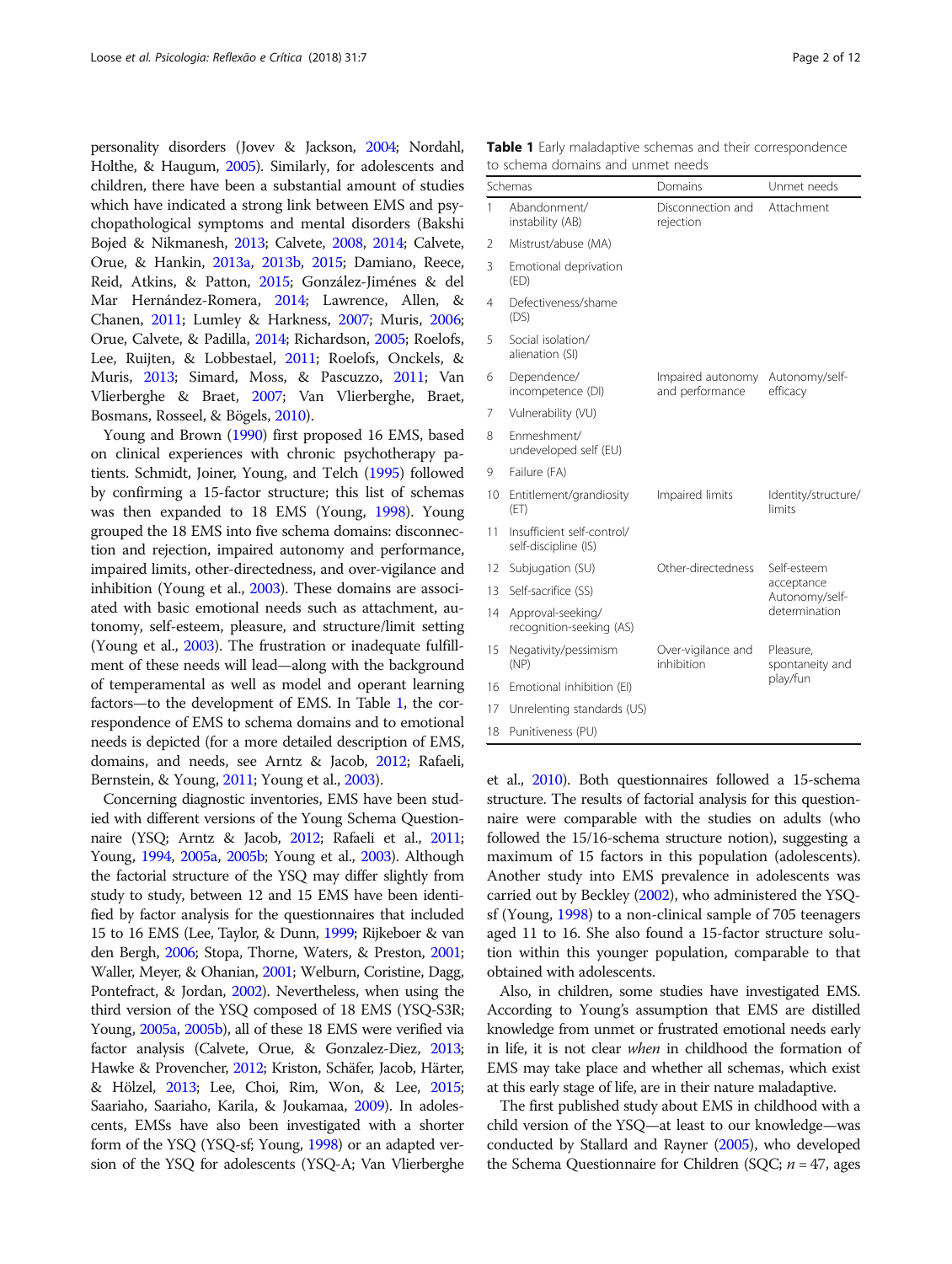personality disorders (Jovev & Jackson, 2004; Nordahl, Holthe, & Haugum, 2005). Similarly, for adolescents and children, there have been a substantial amount of studies which have indicated a strong link between EMS and psychopathological symptoms and mental disorders (Bakshi Bojed & Nikmanesh, 2013; Calvete, 2008, 2014; Calvete, Orue, & Hankin, 2013a, 2013b, 2015; Damiano, Reece, Reid, Atkins, & Patton, 2015; González-Jiménes & del Mar Hernández-Romera, 2014; Lawrence, Allen, & Chanen, 2011; Lumley & Harkness, 2007; Muris, 2006; Orue, Calvete, & Padilla, 2014; Richardson, 2005; Roelofs, Lee, Ruijten, & Lobbestael, 2011; Roelofs, Onckels, & Muris, 2013; Simard, Moss, & Pascuzzo, 2011; Van Vlierberghe & Braet, 2007; Van Vlierberghe, Braet, Bosmans, Rosseel, & Bögels, 2010).

Young and Brown (1990) first proposed 16 EMS, based on clinical experiences with chronic psychotherapy patients. Schmidt, Joiner, Young, and Telch (1995) followed by confirming a 15-factor structure; this list of schemas was then expanded to 18 EMS (Young, 1998). Young grouped the 18 EMS into five schema domains: disconnection and rejection, impaired autonomy and performance, impaired limits, other-directedness, and over-vigilance and inhibition (Young et al., 2003). These domains are associated with basic emotional needs such as attachment, autonomy, self-esteem, pleasure, and structure/limit setting (Young et al., 2003). The frustration or inadequate fulfillment of these needs will lead—along with the background of temperamental as well as model and operant learning factors—to the development of EMS. In Table 1, the correspondence of EMS to schema domains and to emotional needs is depicted (for a more detailed description of EMS, domains, and needs, see Arntz & Jacob, 2012; Rafaeli, Bernstein, & Young, 2011; Young et al., 2003).

**Table 1** Early maladaptive schemas and their correspondence to schema domains and unmet needs

| | Schemas | Domains | Unmet needs |
|---|---|---|---|
| 1 | Abandonment/instability (AB) | Disconnection and rejection | Attachment |
| 2 | Mistrust/abuse (MA) | | |
| 3 | Emotional deprivation (ED) | | |
| 4 | Defectiveness/shame (DS) | | |
| 5 | Social isolation/alienation (SI) | | |
| 6 | Dependence/incompetence (DI) | Impaired autonomy and performance | Autonomy/self-efficacy |
| 7 | Vulnerability (VU) | | |
| 8 | Enmeshment/undeveloped self (EU) | | |
| 9 | Failure (FA) | | |
| 10 | Entitlement/grandiosity (ET) | Impaired limits | Identity/structure/limits |
| 11 | Insufficient self-control/self-discipline (IS) | | |
| 12 | Subjugation (SU) | Other-directedness | Self-esteem acceptance Autonomy/self-determination |
| 13 | Self-sacrifice (SS) | | |
| 14 | Approval-seeking/recognition-seeking (AS) | | |
| 15 | Negativity/pessimism (NP) | Over-vigilance and inhibition | Pleasure, spontaneity and play/fun |
| 16 | Emotional inhibition (EI) | | |
| 17 | Unrelenting standards (US) | | |
| 18 | Punitiveness (PU) | | |

Concerning diagnostic inventories, EMS have been studied with different versions of the Young Schema Questionnaire (YSQ; Arntz & Jacob, 2012; Rafaeli et al., 2011; Young, 1994, 2005a, 2005b; Young et al., 2003). Although the factorial structure of the YSQ may differ slightly from study to study, between 12 and 15 EMS have been identified by factor analysis for the questionnaires that included 15 to 16 EMS (Lee, Taylor, & Dunn, 1999; Rijkeboer & van den Bergh, 2006; Stopa, Thorne, Waters, & Preston, 2001; Waller, Meyer, & Ohanian, 2001; Welburn, Coristine, Dagg, Pontefract, & Jordan, 2002). Nevertheless, when using the third version of the YSQ composed of 18 EMS (YSQ-S3R; Young, 2005a, 2005b), all of these 18 EMS were verified via factor analysis (Calvete, Orue, & Gonzalez-Diez, 2013; Hawke & Provencher, 2012; Kriston, Schäfer, Jacob, Härter, & Hölzel, 2013; Lee, Choi, Rim, Won, & Lee, 2015; Saariaho, Saariaho, Karila, & Joukamaa, 2009). In adolescents, EMSs have also been investigated with a shorter form of the YSQ (YSQ-sf; Young, 1998) or an adapted version of the YSQ for adolescents (YSQ-A; Van Vlierberghe et al., 2010). Both questionnaires followed a 15-schema structure. The results of factorial analysis for this questionnaire were comparable with the studies on adults (who followed the 15/16-schema structure notion), suggesting a maximum of 15 factors in this population (adolescents). Another study into EMS prevalence in adolescents was carried out by Beckley (2002), who administered the YSQ-sf (Young, 1998) to a non-clinical sample of 705 teenagers aged 11 to 16. She also found a 15-factor structure solution within this younger population, comparable to that obtained with adolescents.

Also, in children, some studies have investigated EMS. According to Young's assumption that EMS are distilled knowledge from unmet or frustrated emotional needs early in life, it is not clear *when* in childhood the formation of EMS may take place and whether all schemas, which exist at this early stage of life, are in their nature maladaptive.

The first published study about EMS in childhood with a child version of the YSQ—at least to our knowledge—was conducted by Stallard and Rayner (2005), who developed the Schema Questionnaire for Children (SQC; $n = 47$, ages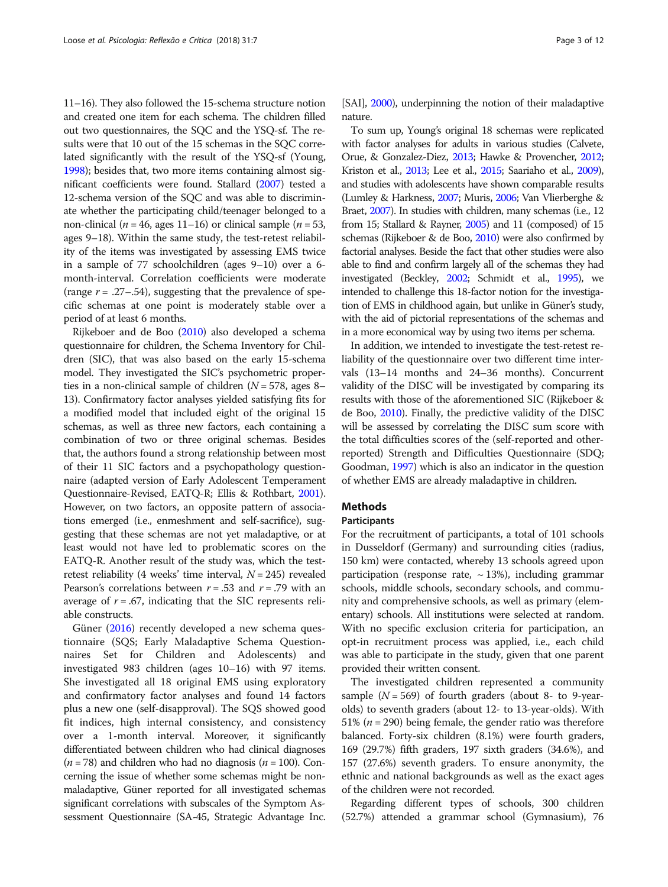11–16). They also followed the 15-schema structure notion and created one item for each schema. The children filled out two questionnaires, the SQC and the YSQ-sf. The results were that 10 out of the 15 schemas in the SQC correlated significantly with the result of the YSQ-sf (Young, 1998); besides that, two more items containing almost significant coefficients were found. Stallard (2007) tested a 12-schema version of the SQC and was able to discriminate whether the participating child/teenager belonged to a non-clinical ($n = 46$, ages 11–16) or clinical sample ($n = 53$, ages 9–18). Within the same study, the test-retest reliability of the items was investigated by assessing EMS twice in a sample of 77 schoolchildren (ages 9–10) over a 6-month-interval. Correlation coefficients were moderate (range $r = .27–.54$), suggesting that the prevalence of specific schemas at one point is moderately stable over a period of at least 6 months.

Rijkeboer and de Boo (2010) also developed a schema questionnaire for children, the Schema Inventory for Children (SIC), that was also based on the early 15-schema model. They investigated the SIC's psychometric properties in a non-clinical sample of children ($N = 578$, ages 8–13). Confirmatory factor analyses yielded satisfying fits for a modified model that included eight of the original 15 schemas, as well as three new factors, each containing a combination of two or three original schemas. Besides that, the authors found a strong relationship between most of their 11 SIC factors and a psychopathology questionnaire (adapted version of Early Adolescent Temperament Questionnaire-Revised, EATQ-R; Ellis & Rothbart, 2001). However, on two factors, an opposite pattern of associations emerged (i.e., enmeshment and self-sacrifice), suggesting that these schemas are not yet maladaptive, or at least would not have led to problematic scores on the EATQ-R. Another result of the study was, which the test-retest reliability (4 weeks' time interval, $N = 245$) revealed Pearson's correlations between $r = .53$ and $r = .79$ with an average of $r = .67$, indicating that the SIC represents reliable constructs.

Güner (2016) recently developed a new schema questionnaire (SQS; Early Maladaptive Schema Questionnaires Set for Children and Adolescents) and investigated 983 children (ages 10–16) with 97 items. She investigated all 18 original EMS using exploratory and confirmatory factor analyses and found 14 factors plus a new one (self-disapproval). The SQS showed good fit indices, high internal consistency, and consistency over a 1-month interval. Moreover, it significantly differentiated between children who had clinical diagnoses ($n = 78$) and children who had no diagnosis ($n = 100$). Concerning the issue of whether some schemas might be non-maladaptive, Güner reported for all investigated schemas significant correlations with subscales of the Symptom Assessment Questionnaire (SA-45, Strategic Advantage Inc. [SAI], 2000), underpinning the notion of their maladaptive nature.

To sum up, Young's original 18 schemas were replicated with factor analyses for adults in various studies (Calvete, Orue, & Gonzalez-Diez, 2013; Hawke & Provencher, 2012; Kriston et al., 2013; Lee et al., 2015; Saariaho et al., 2009), and studies with adolescents have shown comparable results (Lumley & Harkness, 2007; Muris, 2006; Van Vlierberghe & Braet, 2007). In studies with children, many schemas (i.e., 12 from 15; Stallard & Rayner, 2005) and 11 (composed) of 15 schemas (Rijkeboer & de Boo, 2010) were also confirmed by factorial analyses. Beside the fact that other studies were also able to find and confirm largely all of the schemas they had investigated (Beckley, 2002; Schmidt et al., 1995), we intended to challenge this 18-factor notion for the investigation of EMS in childhood again, but unlike in Güner's study, with the aid of pictorial representations of the schemas and in a more economical way by using two items per schema.

In addition, we intended to investigate the test-retest reliability of the questionnaire over two different time intervals (13–14 months and 24–36 months). Concurrent validity of the DISC will be investigated by comparing its results with those of the aforementioned SIC (Rijkeboer & de Boo, 2010). Finally, the predictive validity of the DISC will be assessed by correlating the DISC sum score with the total difficulties scores of the (self-reported and other-reported) Strength and Difficulties Questionnaire (SDQ; Goodman, 1997) which is also an indicator in the question of whether EMS are already maladaptive in children.

## Methods

### Participants

For the recruitment of participants, a total of 101 schools in Dusseldorf (Germany) and surrounding cities (radius, 150 km) were contacted, whereby 13 schools agreed upon participation (response rate, ~13%), including grammar schools, middle schools, secondary schools, and community and comprehensive schools, as well as primary (elementary) schools. All institutions were selected at random. With no specific exclusion criteria for participation, an opt-in recruitment process was applied, i.e., each child was able to participate in the study, given that one parent provided their written consent.

The investigated children represented a community sample ($N = 569$) of fourth graders (about 8- to 9-year-olds) to seventh graders (about 12- to 13-year-olds). With 51% ($n = 290$) being female, the gender ratio was therefore balanced. Forty-six children (8.1%) were fourth graders, 169 (29.7%) fifth graders, 197 sixth graders (34.6%), and 157 (27.6%) seventh graders. To ensure anonymity, the ethnic and national backgrounds as well as the exact ages of the children were not recorded.

Regarding different types of schools, 300 children (52.7%) attended a grammar school (Gymnasium), 76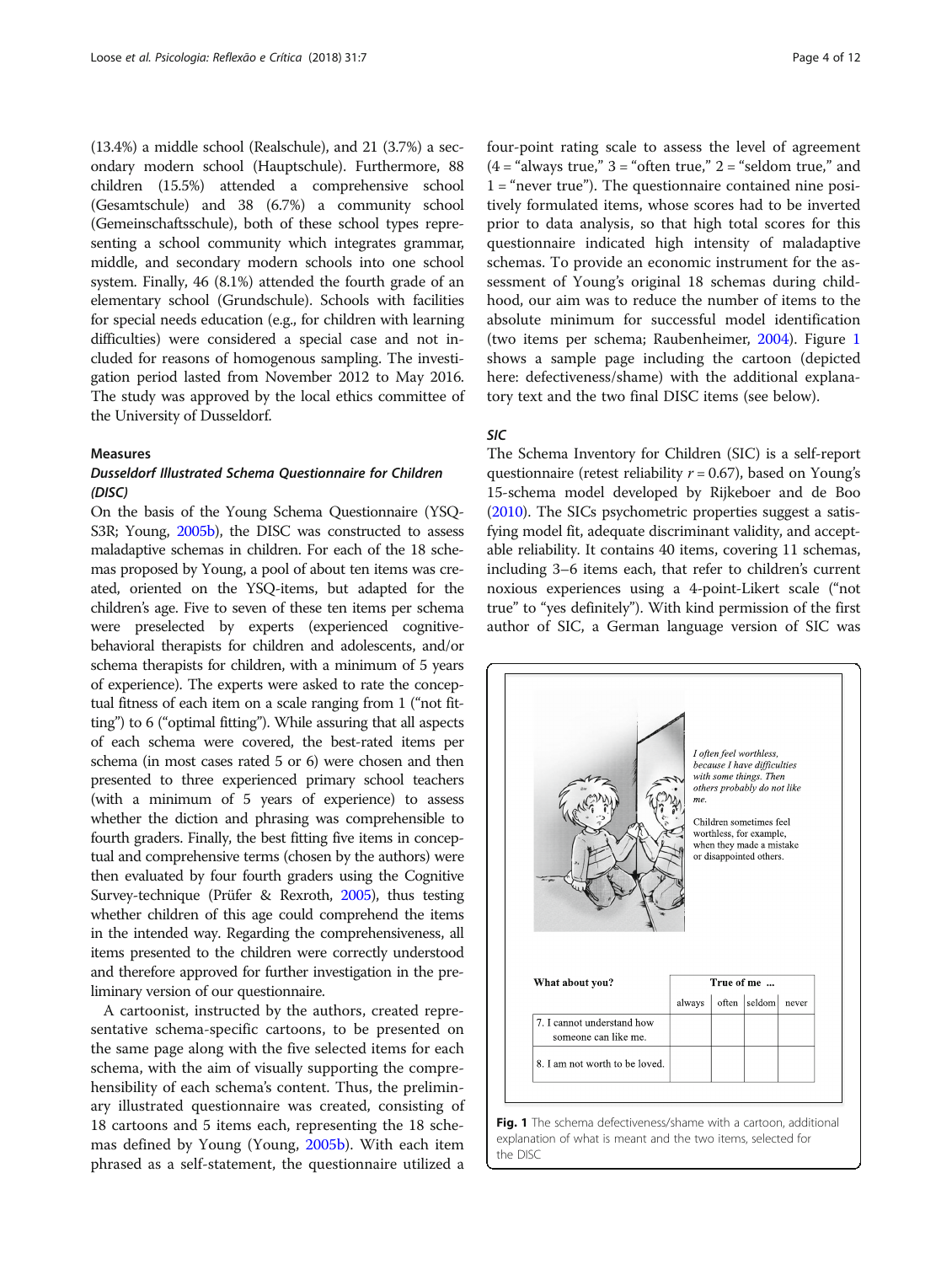(13.4%) a middle school (Realschule), and 21 (3.7%) a secondary modern school (Hauptschule). Furthermore, 88 children (15.5%) attended a comprehensive school (Gesamtschule) and 38 (6.7%) a community school (Gemeinschaftsschule), both of these school types representing a school community which integrates grammar, middle, and secondary modern schools into one school system. Finally, 46 (8.1%) attended the fourth grade of an elementary school (Grundschule). Schools with facilities for special needs education (e.g., for children with learning difficulties) were considered a special case and not included for reasons of homogenous sampling. The investigation period lasted from November 2012 to May 2016. The study was approved by the local ethics committee of the University of Dusseldorf.

### Measures

#### *Dusseldorf Illustrated Schema Questionnaire for Children (DISC)*

On the basis of the Young Schema Questionnaire (YSQ-S3R; Young, 2005b), the DISC was constructed to assess maladaptive schemas in children. For each of the 18 schemas proposed by Young, a pool of about ten items was created, oriented on the YSQ-items, but adapted for the children's age. Five to seven of these ten items per schema were preselected by experts (experienced cognitive-behavioral therapists for children and adolescents, and/or schema therapists for children, with a minimum of 5 years of experience). The experts were asked to rate the conceptual fitness of each item on a scale ranging from 1 ("not fitting") to 6 ("optimal fitting"). While assuring that all aspects of each schema were covered, the best-rated items per schema (in most cases rated 5 or 6) were chosen and then presented to three experienced primary school teachers (with a minimum of 5 years of experience) to assess whether the diction and phrasing was comprehensible to fourth graders. Finally, the best fitting five items in conceptual and comprehensive terms (chosen by the authors) were then evaluated by four fourth graders using the Cognitive Survey-technique (Prüfer & Rexroth, 2005), thus testing whether children of this age could comprehend the items in the intended way. Regarding the comprehensiveness, all items presented to the children were correctly understood and therefore approved for further investigation in the preliminary version of our questionnaire.

A cartoonist, instructed by the authors, created representative schema-specific cartoons, to be presented on the same page along with the five selected items for each schema, with the aim of visually supporting the comprehensibility of each schema's content. Thus, the preliminary illustrated questionnaire was created, consisting of 18 cartoons and 5 items each, representing the 18 schemas defined by Young (Young, 2005b). With each item phrased as a self-statement, the questionnaire utilized a four-point rating scale to assess the level of agreement (4 = "always true," 3 = "often true," 2 = "seldom true," and 1 = "never true"). The questionnaire contained nine positively formulated items, whose scores had to be inverted prior to data analysis, so that high total scores for this questionnaire indicated high intensity of maladaptive schemas. To provide an economic instrument for the assessment of Young's original 18 schemas during childhood, our aim was to reduce the number of items to the absolute minimum for successful model identification (two items per schema; Raubenheimer, 2004). Figure 1 shows a sample page including the cartoon (depicted here: defectiveness/shame) with the additional explanatory text and the two final DISC items (see below).

#### *SIC*

The Schema Inventory for Children (SIC) is a self-report questionnaire (retest reliability $r = 0.67$), based on Young's 15-schema model developed by Rijkeboer and de Boo (2010). The SICs psychometric properties suggest a satisfying model fit, adequate discriminant validity, and acceptable reliability. It contains 40 items, covering 11 schemas, including 3–6 items each, that refer to children's current noxious experiences using a 4-point-Likert scale ("not true" to "yes definitely"). With kind permission of the first author of SIC, a German language version of SIC was

*I often feel worthless, because I have difficulties with some things. Then others probably do not like me.*

Children sometimes feel worthless, for example, when they made a mistake or disappointed others.

| What about you? | True of me ... | | | |
|---|---|---|---|---|
| | always | often | seldom | never |
| 7. I cannot understand how someone can like me. | | | | |
| 8. I am not worth to be loved. | | | | |

**Fig. 1** The schema defectiveness/shame with a cartoon, additional explanation of what is meant and the two items, selected for the DISC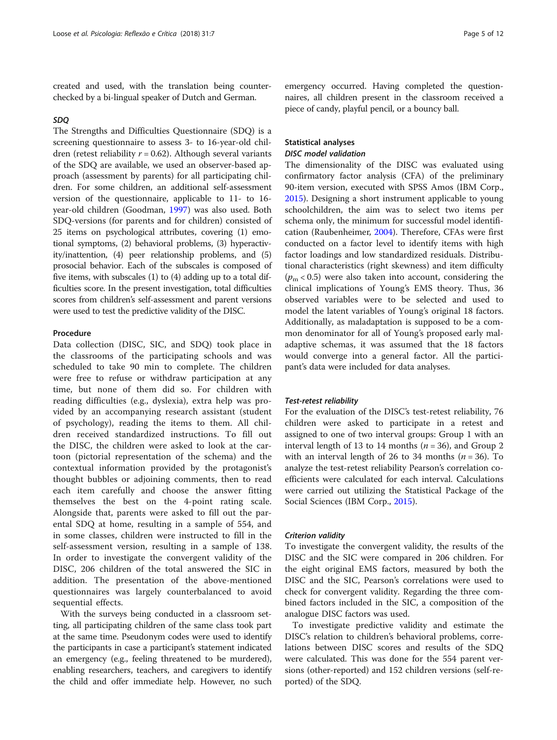created and used, with the translation being counter-checked by a bi-lingual speaker of Dutch and German.

#### *SDQ*

The Strengths and Difficulties Questionnaire (SDQ) is a screening questionnaire to assess 3- to 16-year-old children (retest reliability $r = 0.62$). Although several variants of the SDQ are available, we used an observer-based approach (assessment by parents) for all participating children. For some children, an additional self-assessment version of the questionnaire, applicable to 11- to 16-year-old children (Goodman, 1997) was also used. Both SDQ-versions (for parents and for children) consisted of 25 items on psychological attributes, covering (1) emotional symptoms, (2) behavioral problems, (3) hyperactivity/inattention, (4) peer relationship problems, and (5) prosocial behavior. Each of the subscales is composed of five items, with subscales (1) to (4) adding up to a total difficulties score. In the present investigation, total difficulties scores from children's self-assessment and parent versions were used to test the predictive validity of the DISC.

### Procedure

Data collection (DISC, SIC, and SDQ) took place in the classrooms of the participating schools and was scheduled to take 90 min to complete. The children were free to refuse or withdraw participation at any time, but none of them did so. For children with reading difficulties (e.g., dyslexia), extra help was provided by an accompanying research assistant (student of psychology), reading the items to them. All children received standardized instructions. To fill out the DISC, the children were asked to look at the cartoon (pictorial representation of the schema) and the contextual information provided by the protagonist's thought bubbles or adjoining comments, then to read each item carefully and choose the answer fitting themselves the best on the 4-point rating scale. Alongside that, parents were asked to fill out the parental SDQ at home, resulting in a sample of 554, and in some classes, children were instructed to fill in the self-assessment version, resulting in a sample of 138. In order to investigate the convergent validity of the DISC, 206 children of the total answered the SIC in addition. The presentation of the above-mentioned questionnaires was largely counterbalanced to avoid sequential effects.

With the surveys being conducted in a classroom setting, all participating children of the same class took part at the same time. Pseudonym codes were used to identify the participants in case a participant's statement indicated an emergency (e.g., feeling threatened to be murdered), enabling researchers, teachers, and caregivers to identify the child and offer immediate help. However, no such emergency occurred. Having completed the questionnaires, all children present in the classroom received a piece of candy, playful pencil, or a bouncy ball.

### Statistical analyses

#### *DISC model validation*

The dimensionality of the DISC was evaluated using confirmatory factor analysis (CFA) of the preliminary 90-item version, executed with SPSS Amos (IBM Corp., 2015). Designing a short instrument applicable to young schoolchildren, the aim was to select two items per schema only, the minimum for successful model identification (Raubenheimer, 2004). Therefore, CFAs were first conducted on a factor level to identify items with high factor loadings and low standardized residuals. Distributional characteristics (right skewness) and item difficulty ($p_m < 0.5$) were also taken into account, considering the clinical implications of Young's EMS theory. Thus, 36 observed variables were to be selected and used to model the latent variables of Young's original 18 factors. Additionally, as maladaptation is supposed to be a common denominator for all of Young's proposed early maladaptive schemas, it was assumed that the 18 factors would converge into a general factor. All the participant's data were included for data analyses.

#### *Test-retest reliability*

For the evaluation of the DISC's test-retest reliability, 76 children were asked to participate in a retest and assigned to one of two interval groups: Group 1 with an interval length of 13 to 14 months ($n = 36$), and Group 2 with an interval length of 26 to 34 months ($n = 36$). To analyze the test-retest reliability Pearson's correlation coefficients were calculated for each interval. Calculations were carried out utilizing the Statistical Package of the Social Sciences (IBM Corp., 2015).

#### *Criterion validity*

To investigate the convergent validity, the results of the DISC and the SIC were compared in 206 children. For the eight original EMS factors, measured by both the DISC and the SIC, Pearson's correlations were used to check for convergent validity. Regarding the three combined factors included in the SIC, a composition of the analogue DISC factors was used.

To investigate predictive validity and estimate the DISC's relation to children's behavioral problems, correlations between DISC scores and results of the SDQ were calculated. This was done for the 554 parent versions (other-reported) and 152 children versions (self-reported) of the SDQ.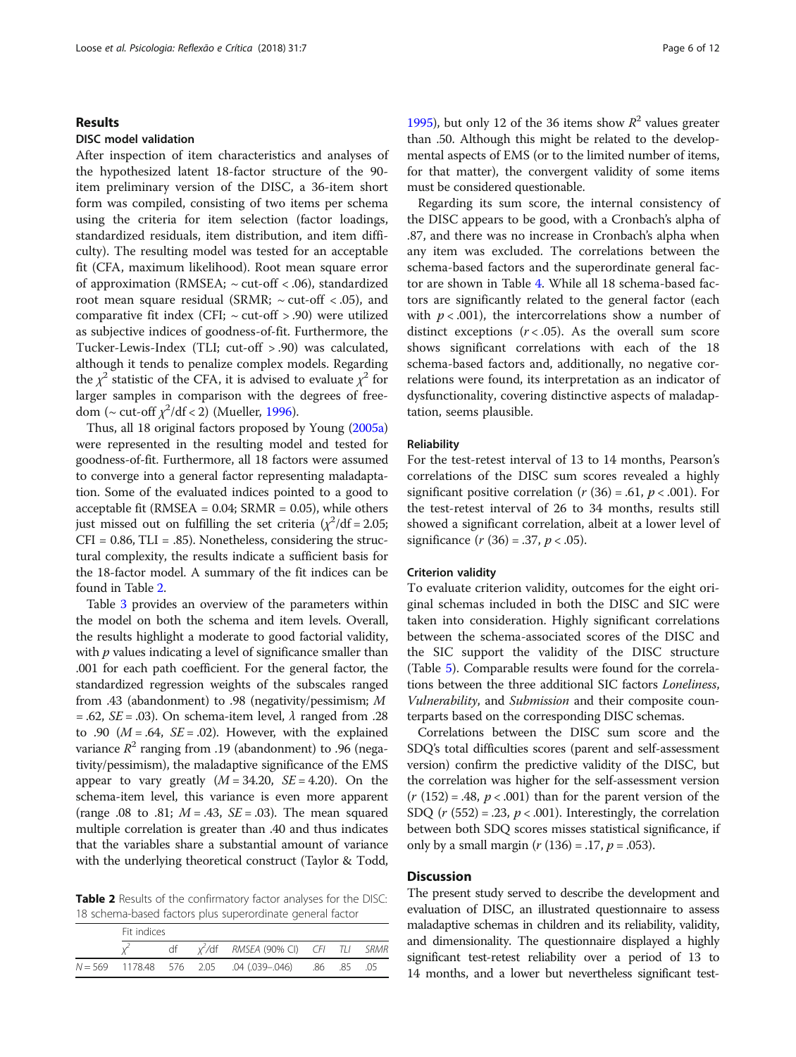## Results

### DISC model validation

After inspection of item characteristics and analyses of the hypothesized latent 18-factor structure of the 90-item preliminary version of the DISC, a 36-item short form was compiled, consisting of two items per schema using the criteria for item selection (factor loadings, standardized residuals, item distribution, and item difficulty). The resulting model was tested for an acceptable fit (CFA, maximum likelihood). Root mean square error of approximation (RMSEA; ~ cut-off < .06), standardized root mean square residual (SRMR; ~ cut-off < .05), and comparative fit index (CFI; ~ cut-off > .90) were utilized as subjective indices of goodness-of-fit. Furthermore, the Tucker-Lewis-Index (TLI; cut-off > .90) was calculated, although it tends to penalize complex models. Regarding the $\chi^2$ statistic of the CFA, it is advised to evaluate $\chi^2$ for larger samples in comparison with the degrees of freedom (~ cut-off $\chi^2$/df < 2) (Mueller, 1996).

Thus, all 18 original factors proposed by Young (2005a) were represented in the resulting model and tested for goodness-of-fit. Furthermore, all 18 factors were assumed to converge into a general factor representing maladaptation. Some of the evaluated indices pointed to a good to acceptable fit (RMSEA = 0.04; SRMR = 0.05), while others just missed out on fulfilling the set criteria ($\chi^2$/df = 2.05; CFI = 0.86, TLI = .85). Nonetheless, considering the structural complexity, the results indicate a sufficient basis for the 18-factor model. A summary of the fit indices can be found in Table 2.

Table 3 provides an overview of the parameters within the model on both the schema and item levels. Overall, the results highlight a moderate to good factorial validity, with *p* values indicating a level of significance smaller than .001 for each path coefficient. For the general factor, the standardized regression weights of the subscales ranged from .43 (abandonment) to .98 (negativity/pessimism; *M* = .62, *SE* = .03). On schema-item level, $\lambda$ ranged from .28 to .90 (*M* = .64, *SE* = .02). However, with the explained variance $R^2$ ranging from .19 (abandonment) to .96 (negativity/pessimism), the maladaptive significance of the EMS appear to vary greatly (*M* = 34.20, *SE* = 4.20). On the schema-item level, this variance is even more apparent (range .08 to .81; *M* = .43, *SE* = .03). The mean squared multiple correlation is greater than .40 and thus indicates that the variables share a substantial amount of variance with the underlying theoretical construct (Taylor & Todd, 1995), but only 12 of the 36 items show $R^2$ values greater than .50. Although this might be related to the developmental aspects of EMS (or to the limited number of items, for that matter), the convergent validity of some items must be considered questionable.

Regarding its sum score, the internal consistency of the DISC appears to be good, with a Cronbach's alpha of .87, and there was no increase in Cronbach's alpha when any item was excluded. The correlations between the schema-based factors and the superordinate general factor are shown in Table 4. While all 18 schema-based factors are significantly related to the general factor (each with $p < .001$), the intercorrelations show a number of distinct exceptions ($r < .05$). As the overall sum score shows significant correlations with each of the 18 schema-based factors and, additionally, no negative correlations were found, its interpretation as an indicator of dysfunctionality, covering distinctive aspects of maladaptation, seems plausible.

**Table 2** Results of the confirmatory factor analyses for the DISC: 18 schema-based factors plus superordinate general factor

| | Fit indices | | | | | | |
|---|---|---|---|---|---|---|---|
| | $\chi^2$ | df | $\chi^2$/df | *RMSEA* (90% CI) | *CFI* | *TLI* | *SRMR* |
| *N* = 569 | 1178.48 | 576 | 2.05 | .04 (.039–.046) | .86 | .85 | .05 |

### Reliability

For the test-retest interval of 13 to 14 months, Pearson's correlations of the DISC sum scores revealed a highly significant positive correlation ($r$ (36) = .61, $p < .001$). For the test-retest interval of 26 to 34 months, results still showed a significant correlation, albeit at a lower level of significance ($r$ (36) = .37, $p < .05$).

### Criterion validity

To evaluate criterion validity, outcomes for the eight original schemas included in both the DISC and SIC were taken into consideration. Highly significant correlations between the schema-associated scores of the DISC and the SIC support the validity of the DISC structure (Table 5). Comparable results were found for the correlations between the three additional SIC factors *Loneliness*, *Vulnerability*, and *Submission* and their composite counterparts based on the corresponding DISC schemas.

Correlations between the DISC sum score and the SDQ's total difficulties scores (parent and self-assessment version) confirm the predictive validity of the DISC, but the correlation was higher for the self-assessment version ($r$ (152) = .48, $p < .001$) than for the parent version of the SDQ ($r$ (552) = .23, $p < .001$). Interestingly, the correlation between both SDQ scores misses statistical significance, if only by a small margin ($r$ (136) = .17, $p = .053$).

## Discussion

The present study served to describe the development and evaluation of DISC, an illustrated questionnaire to assess maladaptive schemas in children and its reliability, validity, and dimensionality. The questionnaire displayed a highly significant test-retest reliability over a period of 13 to 14 months, and a lower but nevertheless significant test-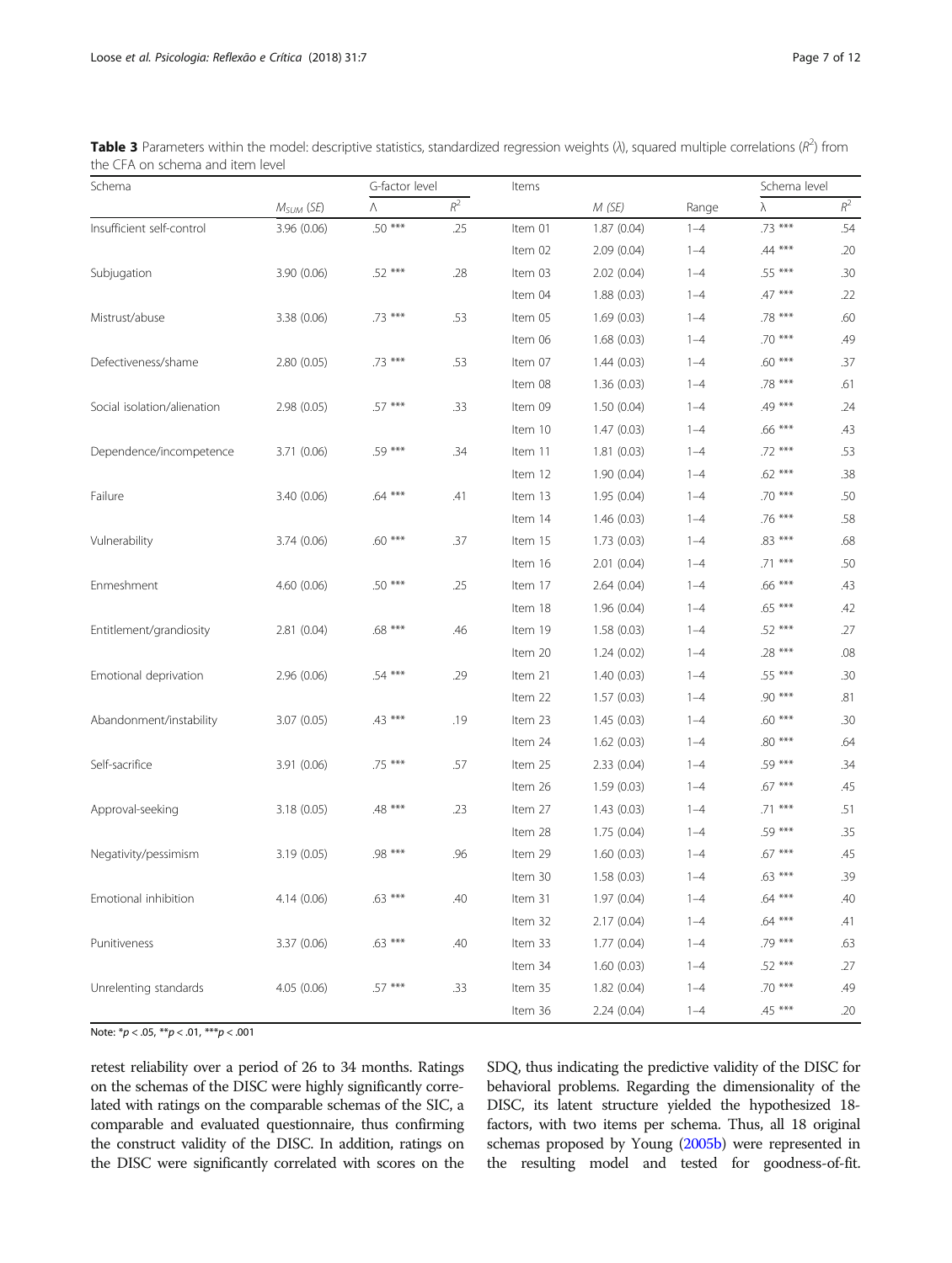**Table 3** Parameters within the model: descriptive statistics, standardized regression weights (λ), squared multiple correlations ($R^2$) from the CFA on schema and item level

| Schema | | G-factor level | | Items | | | Schema level | |
|---|---|---|---|---|---|---|---|---|
| | $M_{SUM}$ (SE) | Λ | $R^2$ | | M (SE) | Range | λ | $R^2$ |
| Insufficient self-control | 3.96 (0.06) | .50 *** | .25 | Item 01 | 1.87 (0.04) | 1–4 | .73 *** | .54 |
| | | | | Item 02 | 2.09 (0.04) | 1–4 | .44 *** | .20 |
| Subjugation | 3.90 (0.06) | .52 *** | .28 | Item 03 | 2.02 (0.04) | 1–4 | .55 *** | .30 |
| | | | | Item 04 | 1.88 (0.03) | 1–4 | .47 *** | .22 |
| Mistrust/abuse | 3.38 (0.06) | .73 *** | .53 | Item 05 | 1.69 (0.03) | 1–4 | .78 *** | .60 |
| | | | | Item 06 | 1.68 (0.03) | 1–4 | .70 *** | .49 |
| Defectiveness/shame | 2.80 (0.05) | .73 *** | .53 | Item 07 | 1.44 (0.03) | 1–4 | .60 *** | .37 |
| | | | | Item 08 | 1.36 (0.03) | 1–4 | .78 *** | .61 |
| Social isolation/alienation | 2.98 (0.05) | .57 *** | .33 | Item 09 | 1.50 (0.04) | 1–4 | .49 *** | .24 |
| | | | | Item 10 | 1.47 (0.03) | 1–4 | .66 *** | .43 |
| Dependence/incompetence | 3.71 (0.06) | .59 *** | .34 | Item 11 | 1.81 (0.03) | 1–4 | .72 *** | .53 |
| | | | | Item 12 | 1.90 (0.04) | 1–4 | .62 *** | .38 |
| Failure | 3.40 (0.06) | .64 *** | .41 | Item 13 | 1.95 (0.04) | 1–4 | .70 *** | .50 |
| | | | | Item 14 | 1.46 (0.03) | 1–4 | .76 *** | .58 |
| Vulnerability | 3.74 (0.06) | .60 *** | .37 | Item 15 | 1.73 (0.03) | 1–4 | .83 *** | .68 |
| | | | | Item 16 | 2.01 (0.04) | 1–4 | .71 *** | .50 |
| Enmeshment | 4.60 (0.06) | .50 *** | .25 | Item 17 | 2.64 (0.04) | 1–4 | .66 *** | .43 |
| | | | | Item 18 | 1.96 (0.04) | 1–4 | .65 *** | .42 |
| Entitlement/grandiosity | 2.81 (0.04) | .68 *** | .46 | Item 19 | 1.58 (0.03) | 1–4 | .52 *** | .27 |
| | | | | Item 20 | 1.24 (0.02) | 1–4 | .28 *** | .08 |
| Emotional deprivation | 2.96 (0.06) | .54 *** | .29 | Item 21 | 1.40 (0.03) | 1–4 | .55 *** | .30 |
| | | | | Item 22 | 1.57 (0.03) | 1–4 | .90 *** | .81 |
| Abandonment/instability | 3.07 (0.05) | .43 *** | .19 | Item 23 | 1.45 (0.03) | 1–4 | .60 *** | .30 |
| | | | | Item 24 | 1.62 (0.03) | 1–4 | .80 *** | .64 |
| Self-sacrifice | 3.91 (0.06) | .75 *** | .57 | Item 25 | 2.33 (0.04) | 1–4 | .59 *** | .34 |
| | | | | Item 26 | 1.59 (0.03) | 1–4 | .67 *** | .45 |
| Approval-seeking | 3.18 (0.05) | .48 *** | .23 | Item 27 | 1.43 (0.03) | 1–4 | .71 *** | .51 |
| | | | | Item 28 | 1.75 (0.04) | 1–4 | .59 *** | .35 |
| Negativity/pessimism | 3.19 (0.05) | .98 *** | .96 | Item 29 | 1.60 (0.03) | 1–4 | .67 *** | .45 |
| | | | | Item 30 | 1.58 (0.03) | 1–4 | .63 *** | .39 |
| Emotional inhibition | 4.14 (0.06) | .63 *** | .40 | Item 31 | 1.97 (0.04) | 1–4 | .64 *** | .40 |
| | | | | Item 32 | 2.17 (0.04) | 1–4 | .64 *** | .41 |
| Punitiveness | 3.37 (0.06) | .63 *** | .40 | Item 33 | 1.77 (0.04) | 1–4 | .79 *** | .63 |
| | | | | Item 34 | 1.60 (0.03) | 1–4 | .52 *** | .27 |
| Unrelenting standards | 4.05 (0.06) | .57 *** | .33 | Item 35 | 1.82 (0.04) | 1–4 | .70 *** | .49 |
| | | | | Item 36 | 2.24 (0.04) | 1–4 | .45 *** | .20 |

Note: *$p < .05$, **$p < .01$, ***$p < .001$

retest reliability over a period of 26 to 34 months. Ratings on the schemas of the DISC were highly significantly correlated with ratings on the comparable schemas of the SIC, a comparable and evaluated questionnaire, thus confirming the construct validity of the DISC. In addition, ratings on the DISC were significantly correlated with scores on the SDQ, thus indicating the predictive validity of the DISC for behavioral problems. Regarding the dimensionality of the DISC, its latent structure yielded the hypothesized 18-factors, with two items per schema. Thus, all 18 original schemas proposed by Young (2005b) were represented in the resulting model and tested for goodness-of-fit.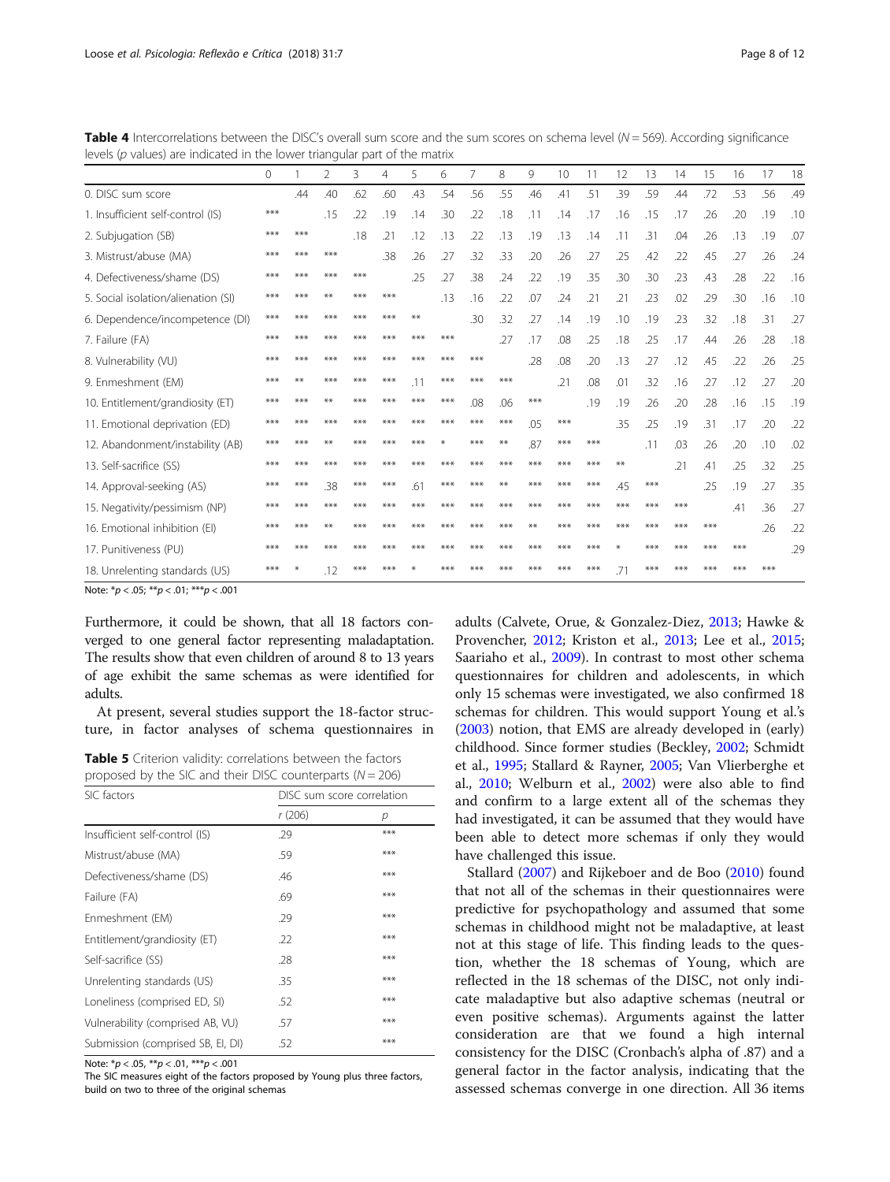**Table 4** Intercorrelations between the DISC's overall sum score and the sum scores on schema level (*N* = 569). According significance levels (*p* values) are indicated in the lower triangular part of the matrix

| | 0 | 1 | 2 | 3 | 4 | 5 | 6 | 7 | 8 | 9 | 10 | 11 | 12 | 13 | 14 | 15 | 16 | 17 | 18 |
|---|---|---|---|---|---|---|---|---|---|---|---|---|---|---|---|---|---|---|---|
| 0. DISC sum score | | .44 | .40 | .62 | .60 | .43 | .54 | .56 | .55 | .46 | .41 | .51 | .39 | .59 | .44 | .72 | .53 | .56 | .49 |
| 1. Insufficient self-control (IS) | *** | | .15 | .22 | .19 | .14 | .30 | .22 | .18 | .11 | .14 | .17 | .16 | .15 | .17 | .26 | .20 | .19 | .10 |
| 2. Subjugation (SB) | *** | *** | | .18 | .21 | .12 | .13 | .22 | .13 | .19 | .13 | .14 | .11 | .31 | .04 | .26 | .13 | .19 | .07 |
| 3. Mistrust/abuse (MA) | *** | *** | *** | | .38 | .26 | .27 | .32 | .33 | .20 | .26 | .27 | .25 | .42 | .22 | .45 | .27 | .26 | .24 |
| 4. Defectiveness/shame (DS) | *** | *** | *** | *** | | .25 | .27 | .38 | .24 | .22 | .19 | .35 | .30 | .30 | .23 | .43 | .28 | .22 | .16 |
| 5. Social isolation/alienation (SI) | *** | *** | ** | *** | *** | | .13 | .16 | .22 | .07 | .24 | .21 | .21 | .23 | .02 | .29 | .30 | .16 | .10 |
| 6. Dependence/incompetence (DI) | *** | *** | *** | *** | *** | ** | | .30 | .32 | .27 | .14 | .19 | .10 | .19 | .23 | .32 | .18 | .31 | .27 |
| 7. Failure (FA) | *** | *** | *** | *** | *** | *** | *** | | .27 | .17 | .08 | .25 | .18 | .25 | .17 | .44 | .26 | .28 | .18 |
| 8. Vulnerability (VU) | *** | *** | *** | *** | *** | *** | *** | *** | | .28 | .08 | .20 | .13 | .27 | .12 | .45 | .22 | .26 | .25 |
| 9. Enmeshment (EM) | *** | ** | *** | *** | *** | .11 | *** | *** | *** | | .21 | .08 | .01 | .32 | .16 | .27 | .12 | .27 | .20 |
| 10. Entitlement/grandiosity (ET) | *** | *** | ** | *** | *** | *** | *** | .08 | .06 | *** | | .19 | .19 | .26 | .20 | .28 | .16 | .15 | .19 |
| 11. Emotional deprivation (ED) | *** | *** | *** | *** | *** | *** | *** | *** | *** | .05 | *** | | .35 | .25 | .19 | .31 | .17 | .20 | .22 |
| 12. Abandonment/instability (AB) | *** | *** | ** | *** | *** | *** | * | *** | ** | .87 | *** | *** | | .11 | .03 | .26 | .20 | .10 | .02 |
| 13. Self-sacrifice (SS) | *** | *** | *** | *** | *** | *** | *** | *** | *** | *** | *** | *** | ** | | .21 | .41 | .25 | .32 | .25 |
| 14. Approval-seeking (AS) | *** | *** | .38 | *** | *** | .61 | *** | *** | ** | *** | *** | *** | .45 | *** | | .25 | .19 | .27 | .35 |
| 15. Negativity/pessimism (NP) | *** | *** | *** | *** | *** | *** | *** | *** | *** | *** | *** | *** | *** | *** | *** | | .41 | .36 | .27 |
| 16. Emotional inhibition (EI) | *** | *** | ** | *** | *** | *** | *** | *** | *** | ** | *** | *** | *** | *** | *** | *** | | .26 | .22 |
| 17. Punitiveness (PU) | *** | *** | *** | *** | *** | *** | *** | *** | *** | *** | *** | *** | * | *** | *** | *** | *** | | .29 |
| 18. Unrelenting standards (US) | *** | * | .12 | *** | *** | * | *** | *** | *** | *** | *** | *** | .71 | *** | *** | *** | *** | *** | |

Note: *$p < .05$; **$p < .01$; ***$p < .001$

Furthermore, it could be shown, that all 18 factors converged to one general factor representing maladaptation. The results show that even children of around 8 to 13 years of age exhibit the same schemas as were identified for adults.

At present, several studies support the 18-factor structure, in factor analyses of schema questionnaires in adults (Calvete, Orue, & Gonzalez-Diez, 2013; Hawke & Provencher, 2012; Kriston et al., 2013; Lee et al., 2015; Saariaho et al., 2009). In contrast to most other schema questionnaires for children and adolescents, in which only 15 schemas were investigated, we also confirmed 18 schemas for children. This would support Young et al.'s (2003) notion, that EMS are already developed in (early) childhood. Since former studies (Beckley, 2002; Schmidt et al., 1995; Stallard & Rayner, 2005; Van Vlierberghe et al., 2010; Welburn et al., 2002) were also able to find and confirm to a large extent all of the schemas they had investigated, it can be assumed that they would have been able to detect more schemas if only they would have challenged this issue.

Stallard (2007) and Rijkeboer and de Boo (2010) found that not all of the schemas in their questionnaires were predictive for psychopathology and assumed that some schemas in childhood might not be maladaptive, at least not at this stage of life. This finding leads to the question, whether the 18 schemas of Young, which are reflected in the 18 schemas of the DISC, not only indicate maladaptive but also adaptive schemas (neutral or even positive schemas). Arguments against the latter consideration are that we found a high internal consistency for the DISC (Cronbach's alpha of .87) and a general factor in the factor analysis, indicating that the assessed schemas converge in one direction. All 36 items

**Table 5** Criterion validity: correlations between the factors proposed by the SIC and their DISC counterparts (*N* = 206)

| SIC factors | DISC sum score correlation | |
|---|---|---|
| | *r* (206) | *p* |
| Insufficient self-control (IS) | .29 | *** |
| Mistrust/abuse (MA) | .59 | *** |
| Defectiveness/shame (DS) | .46 | *** |
| Failure (FA) | .69 | *** |
| Enmeshment (EM) | .29 | *** |
| Entitlement/grandiosity (ET) | .22 | *** |
| Self-sacrifice (SS) | .28 | *** |
| Unrelenting standards (US) | .35 | *** |
| Loneliness (comprised ED, SI) | .52 | *** |
| Vulnerability (comprised AB, VU) | .57 | *** |
| Submission (comprised SB, EI, DI) | .52 | *** |

Note: *$p < .05$, **$p < .01$, ***$p < .001$
The SIC measures eight of the factors proposed by Young plus three factors, build on two to three of the original schemas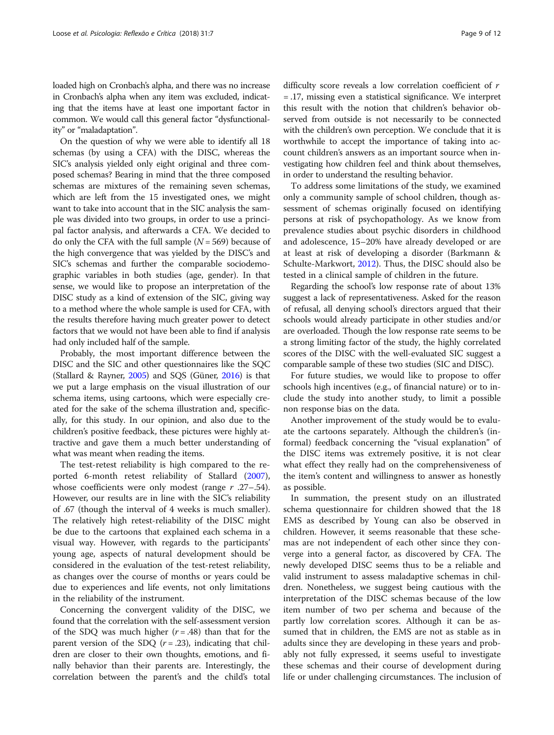loaded high on Cronbach's alpha, and there was no increase in Cronbach's alpha when any item was excluded, indicating that the items have at least one important factor in common. We would call this general factor "dysfunctionality" or "maladaptation".

On the question of why we were able to identify all 18 schemas (by using a CFA) with the DISC, whereas the SIC's analysis yielded only eight original and three composed schemas? Bearing in mind that the three composed schemas are mixtures of the remaining seven schemas, which are left from the 15 investigated ones, we might want to take into account that in the SIC analysis the sample was divided into two groups, in order to use a principal factor analysis, and afterwards a CFA. We decided to do only the CFA with the full sample ($N = 569$) because of the high convergence that was yielded by the DISC's and SIC's schemas and further the comparable sociodemographic variables in both studies (age, gender). In that sense, we would like to propose an interpretation of the DISC study as a kind of extension of the SIC, giving way to a method where the whole sample is used for CFA, with the results therefore having much greater power to detect factors that we would not have been able to find if analysis had only included half of the sample.

Probably, the most important difference between the DISC and the SIC and other questionnaires like the SQC (Stallard & Rayner, 2005) and SQS (Güner, 2016) is that we put a large emphasis on the visual illustration of our schema items, using cartoons, which were especially created for the sake of the schema illustration and, specifically, for this study. In our opinion, and also due to the children's positive feedback, these pictures were highly attractive and gave them a much better understanding of what was meant when reading the items.

The test-retest reliability is high compared to the reported 6-month retest reliability of Stallard (2007), whose coefficients were only modest (range $r$ .27–.54). However, our results are in line with the SIC's reliability of .67 (though the interval of 4 weeks is much smaller). The relatively high retest-reliability of the DISC might be due to the cartoons that explained each schema in a visual way. However, with regards to the participants' young age, aspects of natural development should be considered in the evaluation of the test-retest reliability, as changes over the course of months or years could be due to experiences and life events, not only limitations in the reliability of the instrument.

Concerning the convergent validity of the DISC, we found that the correlation with the self-assessment version of the SDQ was much higher ($r = .48$) than that for the parent version of the SDQ ($r = .23$), indicating that children are closer to their own thoughts, emotions, and finally behavior than their parents are. Interestingly, the correlation between the parent's and the child's total difficulty score reveals a low correlation coefficient of $r = .17$, missing even a statistical significance. We interpret this result with the notion that children's behavior observed from outside is not necessarily to be connected with the children's own perception. We conclude that it is worthwhile to accept the importance of taking into account children's answers as an important source when investigating how children feel and think about themselves, in order to understand the resulting behavior.

To address some limitations of the study, we examined only a community sample of school children, though assessment of schemas originally focused on identifying persons at risk of psychopathology. As we know from prevalence studies about psychic disorders in childhood and adolescence, 15–20% have already developed or are at least at risk of developing a disorder (Barkmann & Schulte-Markwort, 2012). Thus, the DISC should also be tested in a clinical sample of children in the future.

Regarding the school's low response rate of about 13% suggest a lack of representativeness. Asked for the reason of refusal, all denying school's directors argued that their schools would already participate in other studies and/or are overloaded. Though the low response rate seems to be a strong limiting factor of the study, the highly correlated scores of the DISC with the well-evaluated SIC suggest a comparable sample of these two studies (SIC and DISC).

For future studies, we would like to propose to offer schools high incentives (e.g., of financial nature) or to include the study into another study, to limit a possible non response bias on the data.

Another improvement of the study would be to evaluate the cartoons separately. Although the children's (informal) feedback concerning the "visual explanation" of the DISC items was extremely positive, it is not clear what effect they really had on the comprehensiveness of the item's content and willingness to answer as honestly as possible.

In summation, the present study on an illustrated schema questionnaire for children showed that the 18 EMS as described by Young can also be observed in children. However, it seems reasonable that these schemas are not independent of each other since they converge into a general factor, as discovered by CFA. The newly developed DISC seems thus to be a reliable and valid instrument to assess maladaptive schemas in children. Nonetheless, we suggest being cautious with the interpretation of the DISC schemas because of the low item number of two per schema and because of the partly low correlation scores. Although it can be assumed that in children, the EMS are not as stable as in adults since they are developing in these years and probably not fully expressed, it seems useful to investigate these schemas and their course of development during life or under challenging circumstances. The inclusion of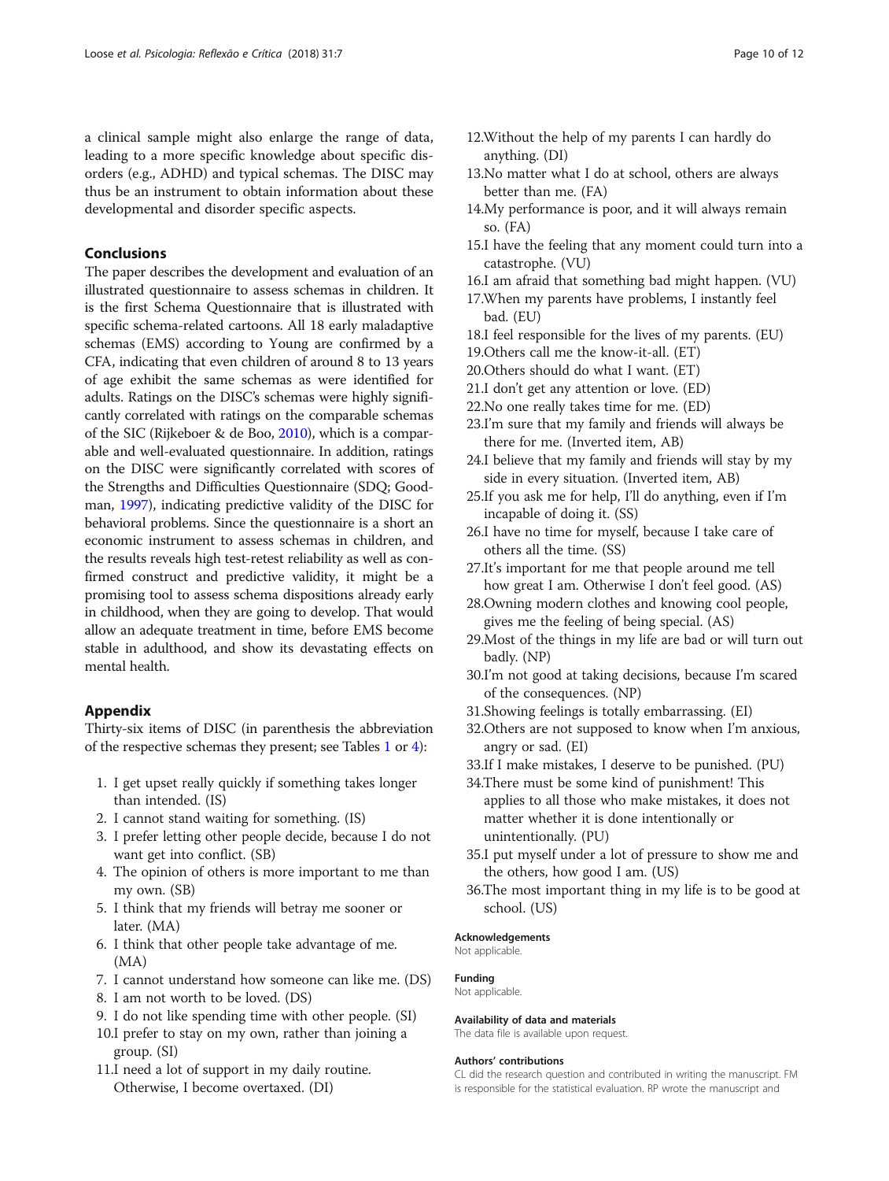a clinical sample might also enlarge the range of data, leading to a more specific knowledge about specific disorders (e.g., ADHD) and typical schemas. The DISC may thus be an instrument to obtain information about these developmental and disorder specific aspects.

## Conclusions

The paper describes the development and evaluation of an illustrated questionnaire to assess schemas in children. It is the first Schema Questionnaire that is illustrated with specific schema-related cartoons. All 18 early maladaptive schemas (EMS) according to Young are confirmed by a CFA, indicating that even children of around 8 to 13 years of age exhibit the same schemas as were identified for adults. Ratings on the DISC's schemas were highly significantly correlated with ratings on the comparable schemas of the SIC (Rijkeboer & de Boo, 2010), which is a comparable and well-evaluated questionnaire. In addition, ratings on the DISC were significantly correlated with scores of the Strengths and Difficulties Questionnaire (SDQ; Goodman, 1997), indicating predictive validity of the DISC for behavioral problems. Since the questionnaire is a short an economic instrument to assess schemas in children, and the results reveals high test-retest reliability as well as confirmed construct and predictive validity, it might be a promising tool to assess schema dispositions already early in childhood, when they are going to develop. That would allow an adequate treatment in time, before EMS become stable in adulthood, and show its devastating effects on mental health.

## Appendix

Thirty-six items of DISC (in parenthesis the abbreviation of the respective schemas they present; see Tables 1 or 4):

1. I get upset really quickly if something takes longer than intended. (IS)
2. I cannot stand waiting for something. (IS)
3. I prefer letting other people decide, because I do not want get into conflict. (SB)
4. The opinion of others is more important to me than my own. (SB)
5. I think that my friends will betray me sooner or later. (MA)
6. I think that other people take advantage of me. (MA)
7. I cannot understand how someone can like me. (DS)
8. I am not worth to be loved. (DS)
9. I do not like spending time with other people. (SI)
10. I prefer to stay on my own, rather than joining a group. (SI)
11. I need a lot of support in my daily routine. Otherwise, I become overtaxed. (DI)
12. Without the help of my parents I can hardly do anything. (DI)
13. No matter what I do at school, others are always better than me. (FA)
14. My performance is poor, and it will always remain so. (FA)
15. I have the feeling that any moment could turn into a catastrophe. (VU)
16. I am afraid that something bad might happen. (VU)
17. When my parents have problems, I instantly feel bad. (EU)
18. I feel responsible for the lives of my parents. (EU)
19. Others call me the know-it-all. (ET)
20. Others should do what I want. (ET)
21. I don't get any attention or love. (ED)
22. No one really takes time for me. (ED)
23. I'm sure that my family and friends will always be there for me. (Inverted item, AB)
24. I believe that my family and friends will stay by my side in every situation. (Inverted item, AB)
25. If you ask me for help, I'll do anything, even if I'm incapable of doing it. (SS)
26. I have no time for myself, because I take care of others all the time. (SS)
27. It's important for me that people around me tell how great I am. Otherwise I don't feel good. (AS)
28. Owning modern clothes and knowing cool people, gives me the feeling of being special. (AS)
29. Most of the things in my life are bad or will turn out badly. (NP)
30. I'm not good at taking decisions, because I'm scared of the consequences. (NP)
31. Showing feelings is totally embarrassing. (EI)
32. Others are not supposed to know when I'm anxious, angry or sad. (EI)
33. If I make mistakes, I deserve to be punished. (PU)
34. There must be some kind of punishment! This applies to all those who make mistakes, it does not matter whether it is done intentionally or unintentionally. (PU)
35. I put myself under a lot of pressure to show me and the others, how good I am. (US)
36. The most important thing in my life is to be good at school. (US)

#### Acknowledgements

Not applicable.

#### Funding

Not applicable.

#### Availability of data and materials

The data file is available upon request.

#### Authors' contributions

CL did the research question and contributed in writing the manuscript. FM is responsible for the statistical evaluation. RP wrote the manuscript and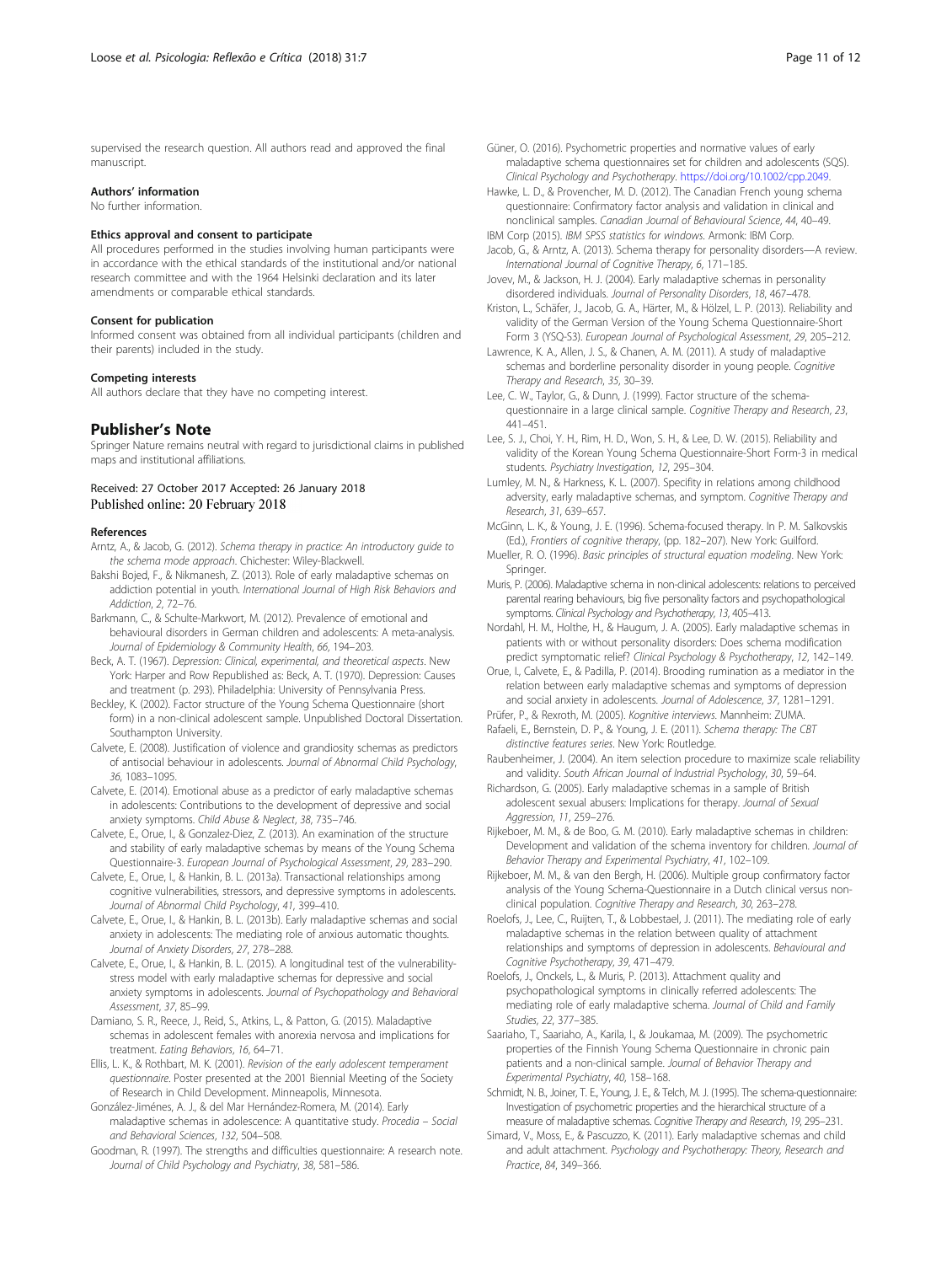supervised the research question. All authors read and approved the final manuscript.

#### Authors' information

No further information.

#### Ethics approval and consent to participate

All procedures performed in the studies involving human participants were in accordance with the ethical standards of the institutional and/or national research committee and with the 1964 Helsinki declaration and its later amendments or comparable ethical standards.

#### Consent for publication

Informed consent was obtained from all individual participants (children and their parents) included in the study.

#### Competing interests

All authors declare that they have no competing interest.

## Publisher's Note

Springer Nature remains neutral with regard to jurisdictional claims in published maps and institutional affiliations.

Received: 27 October 2017 Accepted: 26 January 2018
Published online: 20 February 2018

#### References

Arntz, A., & Jacob, G. (2012). *Schema therapy in practice: An introductory guide to the schema mode approach*. Chichester: Wiley-Blackwell.

Bakshi Bojed, F., & Nikmanesh, Z. (2013). Role of early maladaptive schemas on addiction potential in youth. *International Journal of High Risk Behaviors and Addiction*, *2*, 72–76.

Barkmann, C., & Schulte-Markwort, M. (2012). Prevalence of emotional and behavioural disorders in German children and adolescents: A meta-analysis. *Journal of Epidemiology & Community Health*, *66*, 194–203.

Beck, A. T. (1967). *Depression: Clinical, experimental, and theoretical aspects*. New York: Harper and Row Republished as: Beck, A. T. (1970). Depression: Causes and treatment (p. 293). Philadelphia: University of Pennsylvania Press.

Beckley, K. (2002). Factor structure of the Young Schema Questionnaire (short form) in a non-clinical adolescent sample. Unpublished Doctoral Dissertation. Southampton University.

Calvete, E. (2008). Justification of violence and grandiosity schemas as predictors of antisocial behaviour in adolescents. *Journal of Abnormal Child Psychology*, *36*, 1083–1095.

Calvete, E. (2014). Emotional abuse as a predictor of early maladaptive schemas in adolescents: Contributions to the development of depressive and social anxiety symptoms. *Child Abuse & Neglect*, *38*, 735–746.

Calvete, E., Orue, I., & Gonzalez-Diez, Z. (2013). An examination of the structure and stability of early maladaptive schemas by means of the Young Schema Questionnaire-3. *European Journal of Psychological Assessment*, *29*, 283–290.

Calvete, E., Orue, I., & Hankin, B. L. (2013a). Transactional relationships among cognitive vulnerabilities, stressors, and depressive symptoms in adolescents. *Journal of Abnormal Child Psychology*, *41*, 399–410.

Calvete, E., Orue, I., & Hankin, B. L. (2013b). Early maladaptive schemas and social anxiety in adolescents: The mediating role of anxious automatic thoughts. *Journal of Anxiety Disorders*, *27*, 278–288.

Calvete, E., Orue, I., & Hankin, B. L. (2015). A longitudinal test of the vulnerability-stress model with early maladaptive schemas for depressive and social anxiety symptoms in adolescents. *Journal of Psychopathology and Behavioral Assessment*, *37*, 85–99.

Damiano, S. R., Reece, J., Reid, S., Atkins, L., & Patton, G. (2015). Maladaptive schemas in adolescent females with anorexia nervosa and implications for treatment. *Eating Behaviors*, *16*, 64–71.

Ellis, L. K., & Rothbart, M. K. (2001). *Revision of the early adolescent temperament questionnaire*. Poster presented at the 2001 Biennial Meeting of the Society of Research in Child Development. Minneapolis, Minnesota.

González-Jiménes, A. J., & del Mar Hernández-Romera, M. (2014). Early maladaptive schemas in adolescence: A quantitative study. *Procedia – Social and Behavioral Sciences*, *132*, 504–508.

Goodman, R. (1997). The strengths and difficulties questionnaire: A research note. *Journal of Child Psychology and Psychiatry*, *38*, 581–586.

Güner, O. (2016). Psychometric properties and normative values of early maladaptive schema questionnaires set for children and adolescents (SQS). *Clinical Psychology and Psychotherapy*. https://doi.org/10.1002/cpp.2049.

Hawke, L. D., & Provencher, M. D. (2012). The Canadian French young schema questionnaire: Confirmatory factor analysis and validation in clinical and nonclinical samples. *Canadian Journal of Behavioural Science*, *44*, 40–49.

IBM Corp (2015). *IBM SPSS statistics for windows*. Armonk: IBM Corp.

Jacob, G., & Arntz, A. (2013). Schema therapy for personality disorders—A review. *International Journal of Cognitive Therapy*, *6*, 171–185.

Jovev, M., & Jackson, H. J. (2004). Early maladaptive schemas in personality disordered individuals. *Journal of Personality Disorders*, *18*, 467–478.

Kriston, L., Schäfer, J., Jacob, G. A., Härter, M., & Hölzel, L. P. (2013). Reliability and validity of the German Version of the Young Schema Questionnaire-Short Form 3 (YSQ-S3). *European Journal of Psychological Assessment*, *29*, 205–212.

Lawrence, K. A., Allen, J. S., & Chanen, A. M. (2011). A study of maladaptive schemas and borderline personality disorder in young people. *Cognitive Therapy and Research*, *35*, 30–39.

Lee, C. W., Taylor, G., & Dunn, J. (1999). Factor structure of the schema-questionnaire in a large clinical sample. *Cognitive Therapy and Research*, *23*, 441–451.

Lee, S. J., Choi, Y. H., Rim, H. D., Won, S. H., & Lee, D. W. (2015). Reliability and validity of the Korean Young Schema Questionnaire-Short Form-3 in medical students. *Psychiatry Investigation*, *12*, 295–304.

Lumley, M. N., & Harkness, K. L. (2007). Specifity in relations among childhood adversity, early maladaptive schemas, and symptom. *Cognitive Therapy and Research*, *31*, 639–657.

McGinn, L. K., & Young, J. E. (1996). Schema-focused therapy. In P. M. Salkovskis (Ed.), *Frontiers of cognitive therapy*, (pp. 182–207). New York: Guilford.

Mueller, R. O. (1996). *Basic principles of structural equation modeling*. New York: Springer.

Muris, P. (2006). Maladaptive schema in non-clinical adolescents: relations to perceived parental rearing behaviours, big five personality factors and psychopathological symptoms. *Clinical Psychology and Psychotherapy*, *13*, 405–413.

Nordahl, H. M., Holthe, H., & Haugum, J. A. (2005). Early maladaptive schemas in patients with or without personality disorders: Does schema modification predict symptomatic relief? *Clinical Psychology & Psychotherapy*, *12*, 142–149.

Orue, I., Calvete, E., & Padilla, P. (2014). Brooding rumination as a mediator in the relation between early maladaptive schemas and symptoms of depression and social anxiety in adolescents. *Journal of Adolescence*, *37*, 1281–1291.

Prüfer, P., & Rexroth, M. (2005). *Kognitive interviews*. Mannheim: ZUMA.

Rafaeli, E., Bernstein, D. P., & Young, J. E. (2011). *Schema therapy: The CBT distinctive features series*. New York: Routledge.

Raubenheimer, J. (2004). An item selection procedure to maximize scale reliability and validity. *South African Journal of Industrial Psychology*, *30*, 59–64.

Richardson, G. (2005). Early maladaptive schemas in a sample of British adolescent sexual abusers: Implications for therapy. *Journal of Sexual Aggression*, *11*, 259–276.

Rijkeboer, M. M., & de Boo, G. M. (2010). Early maladaptive schemas in children: Development and validation of the schema inventory for children. *Journal of Behavior Therapy and Experimental Psychiatry*, *41*, 102–109.

Rijkeboer, M. M., & van den Bergh, H. (2006). Multiple group confirmatory factor analysis of the Young Schema-Questionnaire in a Dutch clinical versus non-clinical population. *Cognitive Therapy and Research*, *30*, 263–278.

Roelofs, J., Lee, C., Ruijten, T., & Lobbestael, J. (2011). The mediating role of early maladaptive schemas in the relation between quality of attachment relationships and symptoms of depression in adolescents. *Behavioural and Cognitive Psychotherapy*, *39*, 471–479.

Roelofs, J., Onckels, L., & Muris, P. (2013). Attachment quality and psychopathological symptoms in clinically referred adolescents: The mediating role of early maladaptive schema. *Journal of Child and Family Studies*, *22*, 377–385.

Saariaho, T., Saariaho, A., Karila, I., & Joukamaa, M. (2009). The psychometric properties of the Finnish Young Schema Questionnaire in chronic pain patients and a non-clinical sample. *Journal of Behavior Therapy and Experimental Psychiatry*, *40*, 158–168.

Schmidt, N. B., Joiner, T. E., Young, J. E., & Telch, M. J. (1995). The schema-questionnaire: Investigation of psychometric properties and the hierarchical structure of a measure of maladaptive schemas. *Cognitive Therapy and Research*, *19*, 295–231.

Simard, V., Moss, E., & Pascuzzo, K. (2011). Early maladaptive schemas and child and adult attachment. *Psychology and Psychotherapy: Theory, Research and Practice*, *84*, 349–366.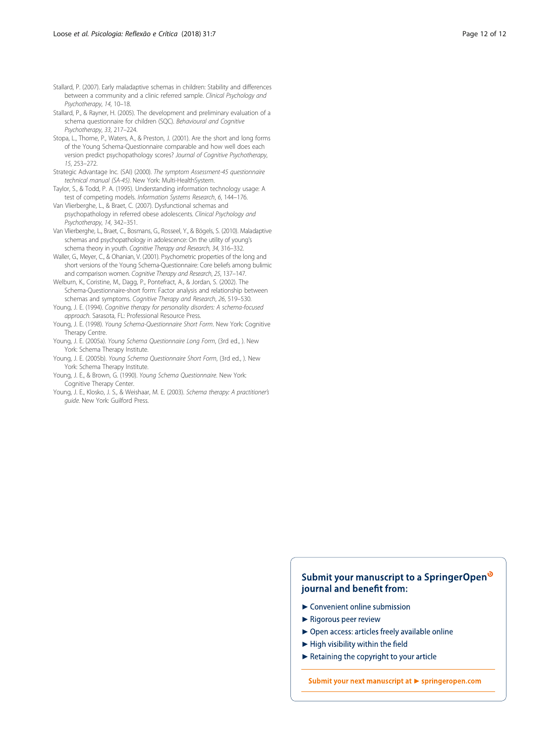Stallard, P. (2007). Early maladaptive schemas in children: Stability and differences between a community and a clinic referred sample. *Clinical Psychology and Psychotherapy*, *14*, 10–18.

Stallard, P., & Rayner, H. (2005). The development and preliminary evaluation of a schema questionnaire for children (SQC). *Behavioural and Cognitive Psychotherapy*, *33*, 217–224.

Stopa, L., Thorne, P., Waters, A., & Preston, J. (2001). Are the short and long forms of the Young Schema-Questionnaire comparable and how well does each version predict psychopathology scores? *Journal of Cognitive Psychotherapy*, *15*, 253–272.

Strategic Advantage Inc. (SAI) (2000). *The symptom Assessment-45 questionnaire technical manual (SA-45)*. New York: Multi-HealthSystem.

Taylor, S., & Todd, P. A. (1995). Understanding information technology usage: A test of competing models. *Information Systems Research*, *6*, 144–176.

Van Vlierberghe, L., & Braet, C. (2007). Dysfunctional schemas and psychopathology in referred obese adolescents. *Clinical Psychology and Psychotherapy*, *14*, 342–351.

Van Vlierberghe, L., Braet, C., Bosmans, G., Rosseel, Y., & Bögels, S. (2010). Maladaptive schemas and psychopathology in adolescence: On the utility of young's schema theory in youth. *Cognitive Therapy and Research*, *34*, 316–332.

Waller, G., Meyer, C., & Ohanian, V. (2001). Psychometric properties of the long and short versions of the Young Schema-Questionnaire: Core beliefs among bulimic and comparison women. *Cognitive Therapy and Research*, *25*, 137–147.

Welburn, K., Coristine, M., Dagg, P., Pontefract, A., & Jordan, S. (2002). The Schema-Questionnaire-short form: Factor analysis and relationship between schemas and symptoms. *Cognitive Therapy and Research*, *26*, 519–530.

Young, J. E. (1994). *Cognitive therapy for personality disorders: A schema-focused approach*. Sarasota, FL: Professional Resource Press.

Young, J. E. (1998). *Young Schema-Questionnaire Short Form*. New York: Cognitive Therapy Centre.

Young, J. E. (2005a). *Young Schema Questionnaire Long Form*, (3rd ed., ). New York: Schema Therapy Institute.

Young, J. E. (2005b). *Young Schema Questionnaire Short Form*, (3rd ed., ). New York: Schema Therapy Institute.

Young, J. E., & Brown, G. (1990). *Young Schema Questionnaire*. New York: Cognitive Therapy Center.

Young, J. E., Klosko, J. S., & Weishaar, M. E. (2003). *Schema therapy: A practitioner's guide*. New York: Guilford Press.

**Submit your manuscript to a SpringerOpen journal and benefit from:**

- ► Convenient online submission
- ► Rigorous peer review
- ► Open access: articles freely available online
- ► High visibility within the field
- ► Retaining the copyright to your article

**Submit your next manuscript at ► springeropen.com**